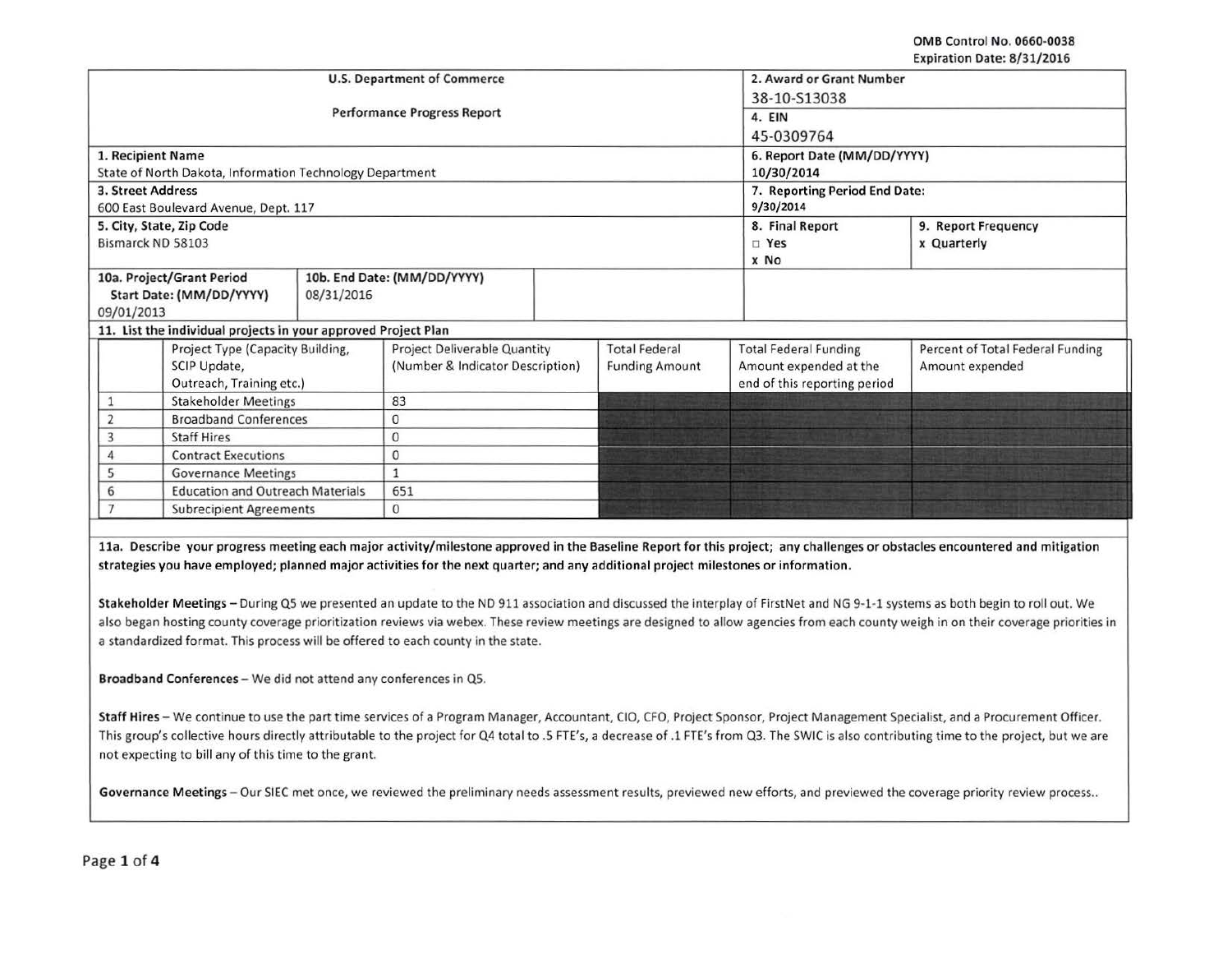OMB Control No. 0660-0038
Expiration Date: 8/31/2016

| U.S. Department of Commerce<br>Performance Progress Report | | | 2. Award or Grant Number<br>38-10-S13038 | |
|---|---|---|---|---|
| | | | 4. EIN<br>45-0309764 | |
| 1. Recipient Name<br>State of North Dakota, Information Technology Department | | | 6. Report Date (MM/DD/YYYY)<br>10/30/2014 | |
| 3. Street Address<br>600 East Boulevard Avenue, Dept. 117 | | | 7. Reporting Period End Date:<br>9/30/2014 | |
| 5. City, State, Zip Code<br>Bismarck ND 58103 | | | 8. Final Report<br>□ Yes<br>x No | 9. Report Frequency<br>x Quarterly |
| 10a. Project/Grant Period<br>Start Date: (MM/DD/YYYY)<br>09/01/2013 | 10b. End Date: (MM/DD/YYYY)<br>08/31/2016 | | | |

**11. List the individual projects in your approved Project Plan**

| | Project Type (Capacity Building, SCIP Update, Outreach, Training etc.) | Project Deliverable Quantity (Number & Indicator Description) | Total Federal Funding Amount | Total Federal Funding Amount expended at the end of this reporting period | Percent of Total Federal Funding Amount expended |
|---|---|---|---|---|---|
| 1 | Stakeholder Meetings | 83 | | | |
| 2 | Broadband Conferences | 0 | | | |
| 3 | Staff Hires | 0 | | | |
| 4 | Contract Executions | 0 | | | |
| 5 | Governance Meetings | 1 | | | |
| 6 | Education and Outreach Materials | 651 | | | |
| 7 | Subrecipient Agreements | 0 | | | |

**11a. Describe your progress meeting each major activity/milestone approved in the Baseline Report for this project; any challenges or obstacles encountered and mitigation strategies you have employed; planned major activities for the next quarter; and any additional project milestones or information.**

**Stakeholder Meetings** – During Q5 we presented an update to the ND 911 association and discussed the interplay of FirstNet and NG 9-1-1 systems as both begin to roll out. We also began hosting county coverage prioritization reviews via webex. These review meetings are designed to allow agencies from each county weigh in on their coverage priorities in a standardized format. This process will be offered to each county in the state.

**Broadband Conferences** – We did not attend any conferences in Q5.

**Staff Hires** – We continue to use the part time services of a Program Manager, Accountant, CIO, CFO, Project Sponsor, Project Management Specialist, and a Procurement Officer. This group's collective hours directly attributable to the project for Q4 total to .5 FTE's, a decrease of .1 FTE's from Q3. The SWIC is also contributing time to the project, but we are not expecting to bill any of this time to the grant.

**Governance Meetings** – Our SIEC met once, we reviewed the preliminary needs assessment results, previewed new efforts, and previewed the coverage priority review process..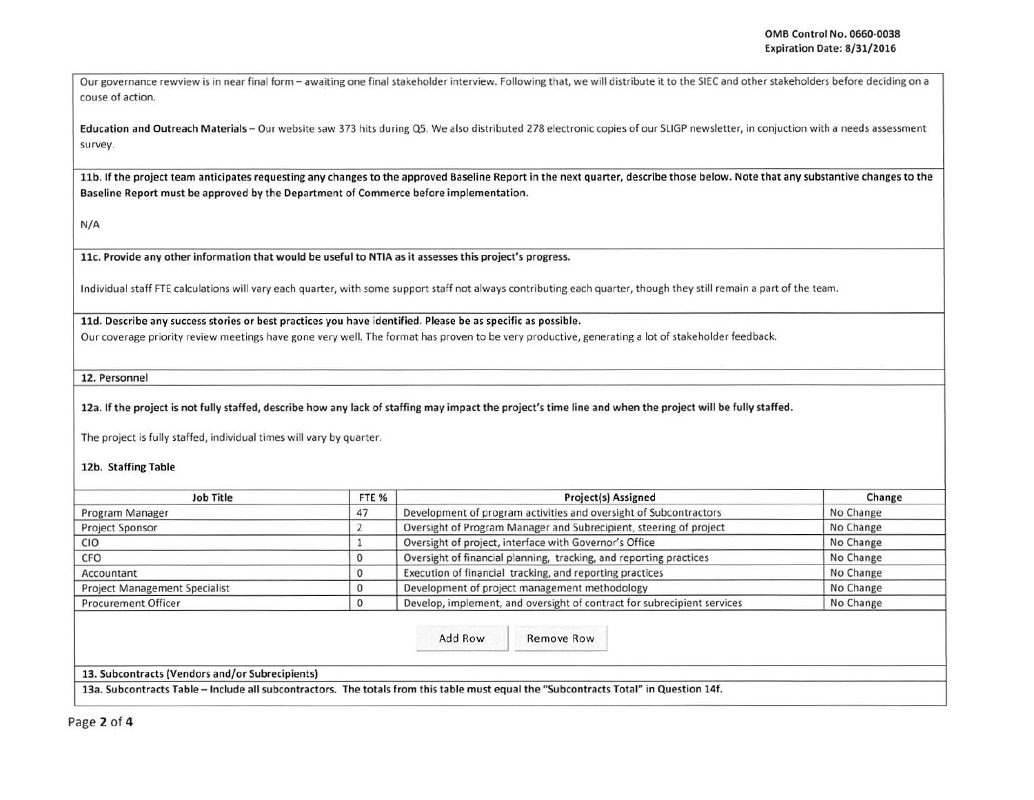Our governance rewview is in near final form – awaiting one final stakeholder interview. Following that, we will distribute it to the SIEC and other stakeholders before deciding on a couse of action.

**Education and Outreach Materials** – Our website saw 373 hits during Q5. We also distributed 278 electronic copies of our SLIGP newsletter, in conjuction with a needs assessment survey.

**11b. If the project team anticipates requesting any changes to the approved Baseline Report in the next quarter, describe those below. Note that any substantive changes to the Baseline Report must be approved by the Department of Commerce before implementation.**

N/A

**11c. Provide any other information that would be useful to NTIA as it assesses this project's progress.**

Individual staff FTE calculations will vary each quarter, with some support staff not always contributing each quarter, though they still remain a part of the team.

**11d. Describe any success stories or best practices you have identified. Please be as specific as possible.**

Our coverage priority review meetings have gone very well. The format has proven to be very productive, generating a lot of stakeholder feedback.

## 12. Personnel

**12a. If the project is not fully staffed, describe how any lack of staffing may impact the project's time line and when the project will be fully staffed.**

The project is fully staffed, individual times will vary by quarter.

**12b. Staffing Table**

| Job Title | FTE % | Project(s) Assigned | Change |
|---|---|---|---|
| Program Manager | 47 | Development of program activities and oversight of Subcontractors | No Change |
| Project Sponsor | 2 | Oversight of Program Manager and Subrecipient, steering of project | No Change |
| CIO | 1 | Oversight of project, interface with Governor's Office | No Change |
| CFO | 0 | Oversight of financial planning, tracking, and reporting practices | No Change |
| Accountant | 0 | Execution of financial tracking, and reporting practices | No Change |
| Project Management Specialist | 0 | Development of project management methodology | No Change |
| Procurement Officer | 0 | Develop, implement, and oversight of contract for subrecipient services | No Change |

Add Row Remove Row

## 13. Subcontracts (Vendors and/or Subrecipients)

**13a. Subcontracts Table – Include all subcontractors. The totals from this table must equal the "Subcontracts Total" in Question 14f.**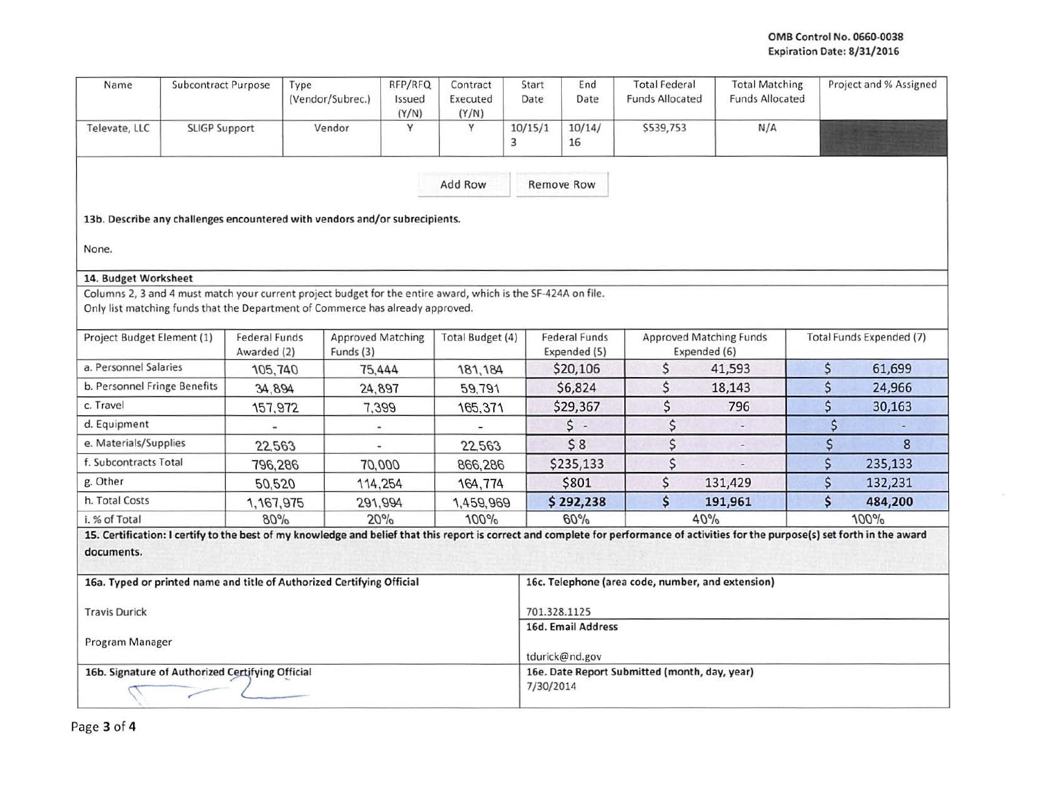OMB Control No. 0660-0038
Expiration Date: 8/31/2016

| Name | Subcontract Purpose | Type (Vendor/Subrec.) | RFP/RFQ Issued (Y/N) | Contract Executed (Y/N) | Start Date | End Date | Total Federal Funds Allocated | Total Matching Funds Allocated | Project and % Assigned |
|---|---|---|---|---|---|---|---|---|---|
| Televate, LLC | SLIGP Support | Vendor | Y | Y | 10/15/13 | 10/14/16 | $539,753 | N/A | |

Add Row Remove Row

**13b. Describe any challenges encountered with vendors and/or subrecipients.**

None.

**14. Budget Worksheet**

Columns 2, 3 and 4 must match your current project budget for the entire award, which is the SF-424A on file.
Only list matching funds that the Department of Commerce has already approved.

| Project Budget Element (1) | Federal Funds Awarded (2) | Approved Matching Funds (3) | Total Budget (4) | Federal Funds Expended (5) | Approved Matching Funds Expended (6) | Total Funds Expended (7) |
|---|---|---|---|---|---|---|
| a. Personnel Salaries | 105,740 | 75,444 | 181,184 | $20,106 | $ 41,593 | $ 61,699 |
| b. Personnel Fringe Benefits | 34,894 | 24,897 | 59,791 | $6,824 | $ 18,143 | $ 24,966 |
| c. Travel | 157,972 | 7,399 | 165,371 | $29,367 | $ 796 | $ 30,163 |
| d. Equipment | - | - | - | $ - | $ - | $ - |
| e. Materials/Supplies | 22,563 | - | 22,563 | $ 8 | $ - | $ 8 |
| f. Subcontracts Total | 796,286 | 70,000 | 866,286 | $235,133 | $ - | $ 235,133 |
| g. Other | 50,520 | 114,254 | 164,774 | $801 | $ 131,429 | $ 132,231 |
| h. Total Costs | 1,167,975 | 291,994 | 1,459,969 | $ 292,238 | $ 191,961 | $ 484,200 |
| i. % of Total | 80% | 20% | 100% | 60% | 40% | 100% |

**15. Certification: I certify to the best of my knowledge and belief that this report is correct and complete for performance of activities for the purpose(s) set forth in the award documents.**

| | |
|---|---|
| **16a. Typed or printed name and title of Authorized Certifying Official**<br><br>Travis Durick<br><br>Program Manager | **16c. Telephone (area code, number, and extension)**<br><br>701.328.1125<br><br>**16d. Email Address**<br><br>tdurick@nd.gov |
| **16b. Signature of Authorized Certifying Official** | **16e. Date Report Submitted (month, day, year)**<br><br>7/30/2014 |